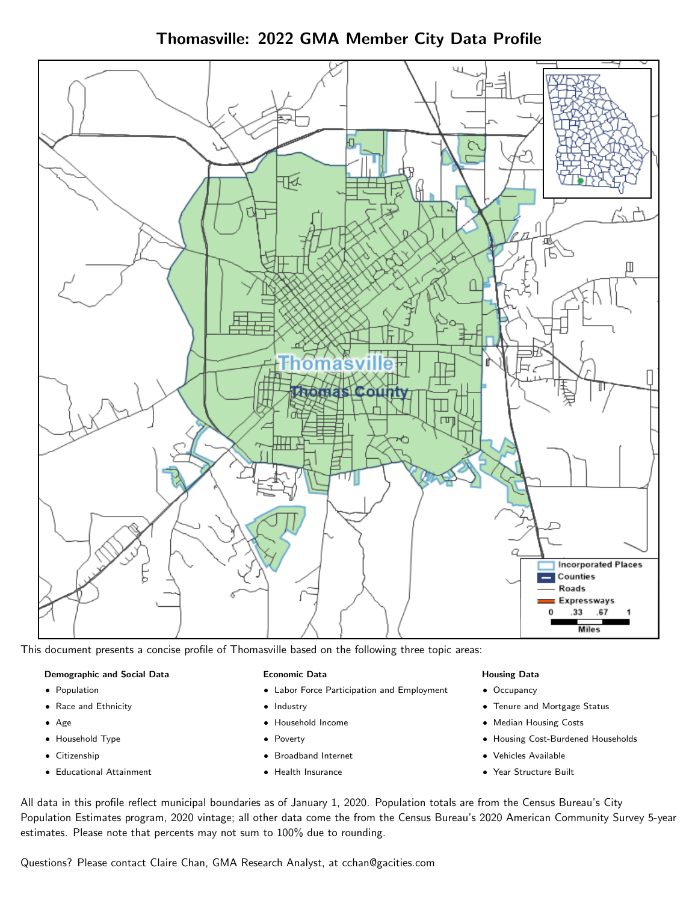# Thomasville: 2022 GMA Member City Data Profile

This document presents a concise profile of Thomasville based on the following three topic areas:

**Demographic and Social Data**

- Population
- Race and Ethnicity
- Age
- Household Type
- Citizenship
- Educational Attainment

**Economic Data**

- Labor Force Participation and Employment
- Industry
- Household Income
- Poverty
- Broadband Internet
- Health Insurance

**Housing Data**

- Occupancy
- Tenure and Mortgage Status
- Median Housing Costs
- Housing Cost-Burdened Households
- Vehicles Available
- Year Structure Built

All data in this profile reflect municipal boundaries as of January 1, 2020. Population totals are from the Census Bureau's City Population Estimates program, 2020 vintage; all other data come the from the Census Bureau's 2020 American Community Survey 5-year estimates. Please note that percents may not sum to 100% due to rounding.

Questions? Please contact Claire Chan, GMA Research Analyst, at cchan@gacities.com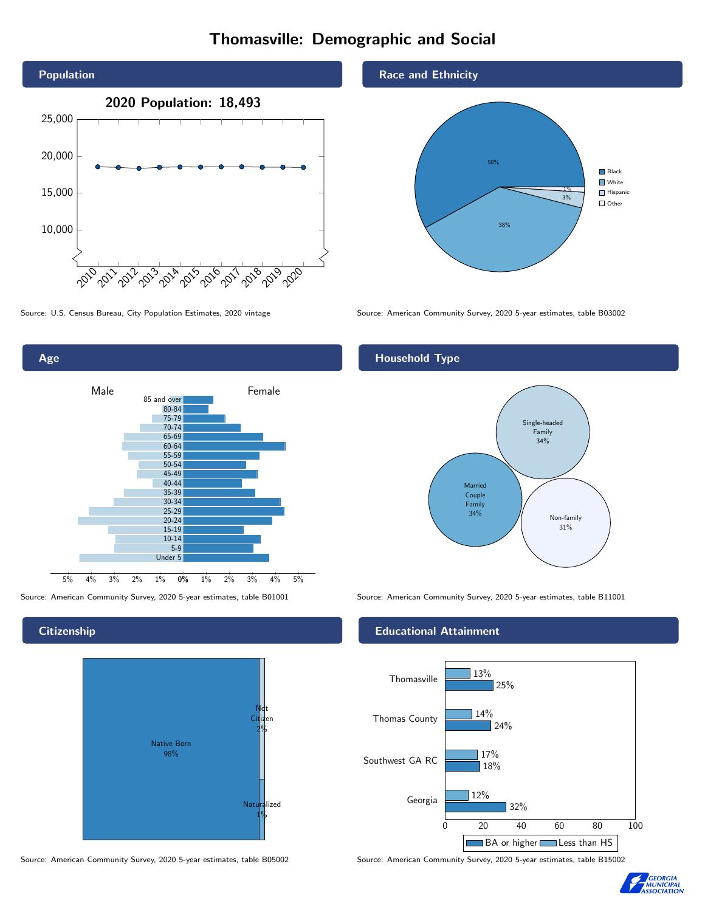# Thomasville: Demographic and Social

## Population

2020 Population: 18,493

Source: U.S. Census Bureau, City Population Estimates, 2020 vintage

## Race and Ethnicity

| Race/Ethnicity | Percent |
|---|---|
| Black | 58% |
| White | 38% |
| Hispanic | 3% |
| Other | 1% |

Source: American Community Survey, 2020 5-year estimates, table B03002

## Age

Source: American Community Survey, 2020 5-year estimates, table B01001

## Household Type

| Household Type | Percent |
|---|---|
| Single-headed Family | 34% |
| Married Couple Family | 34% |
| Non-family | 31% |

Source: American Community Survey, 2020 5-year estimates, table B11001

## Citizenship

| Citizenship | Percent |
|---|---|
| Native Born | 98% |
| Not Citizen | 2% |
| Naturalized | 1% |

Source: American Community Survey, 2020 5-year estimates, table B05002

## Educational Attainment

| Area | Less than HS | BA or higher |
|---|---|---|
| Thomasville | 13% | 25% |
| Thomas County | 14% | 24% |
| Southwest GA RC | 17% | 18% |
| Georgia | 12% | 32% |

Source: American Community Survey, 2020 5-year estimates, table B15002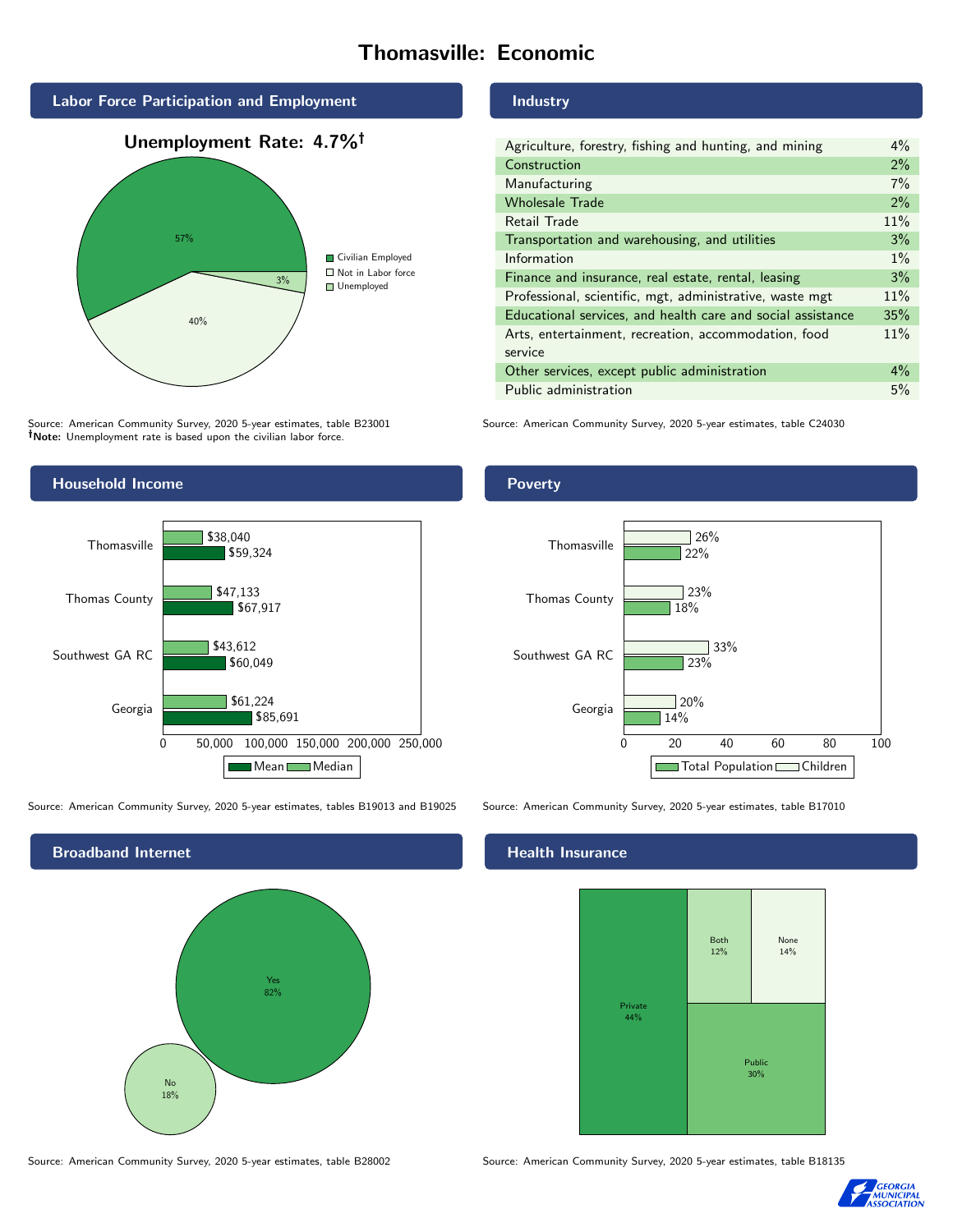# Thomasville: Economic

## Labor Force Participation and Employment

**Unemployment Rate: 4.7%†**

| Category | Percent |
|---|---|
| Civilian Employed | 57% |
| Not in Labor force | 40% |
| Unemployed | 3% |

Source: American Community Survey, 2020 5-year estimates, table B23001
**†Note:** Unemployment rate is based upon the civilian labor force.

## Industry

| Industry | Percent |
|---|---|
| Agriculture, forestry, fishing and hunting, and mining | 4% |
| Construction | 2% |
| Manufacturing | 7% |
| Wholesale Trade | 2% |
| Retail Trade | 11% |
| Transportation and warehousing, and utilities | 3% |
| Information | 1% |
| Finance and insurance, real estate, rental, leasing | 3% |
| Professional, scientific, mgt, administrative, waste mgt | 11% |
| Educational services, and health care and social assistance | 35% |
| Arts, entertainment, recreation, accommodation, food service | 11% |
| Other services, except public administration | 4% |
| Public administration | 5% |

Source: American Community Survey, 2020 5-year estimates, table C24030

## Household Income

| | Median | Mean |
|---|---|---|
| Thomasville | $38,040 | $59,324 |
| Thomas County | $47,133 | $67,917 |
| Southwest GA RC | $43,612 | $60,049 |
| Georgia | $61,224 | $85,691 |

Source: American Community Survey, 2020 5-year estimates, tables B19013 and B19025

## Poverty

| | Children | Total Population |
|---|---|---|
| Thomasville | 26% | 22% |
| Thomas County | 23% | 18% |
| Southwest GA RC | 33% | 23% |
| Georgia | 20% | 14% |

Source: American Community Survey, 2020 5-year estimates, table B17010

## Broadband Internet

| | Percent |
|---|---|
| Yes | 82% |
| No | 18% |

Source: American Community Survey, 2020 5-year estimates, table B28002

## Health Insurance

| | Percent |
|---|---|
| Private | 44% |
| Public | 30% |
| Both | 12% |
| None | 14% |

Source: American Community Survey, 2020 5-year estimates, table B18135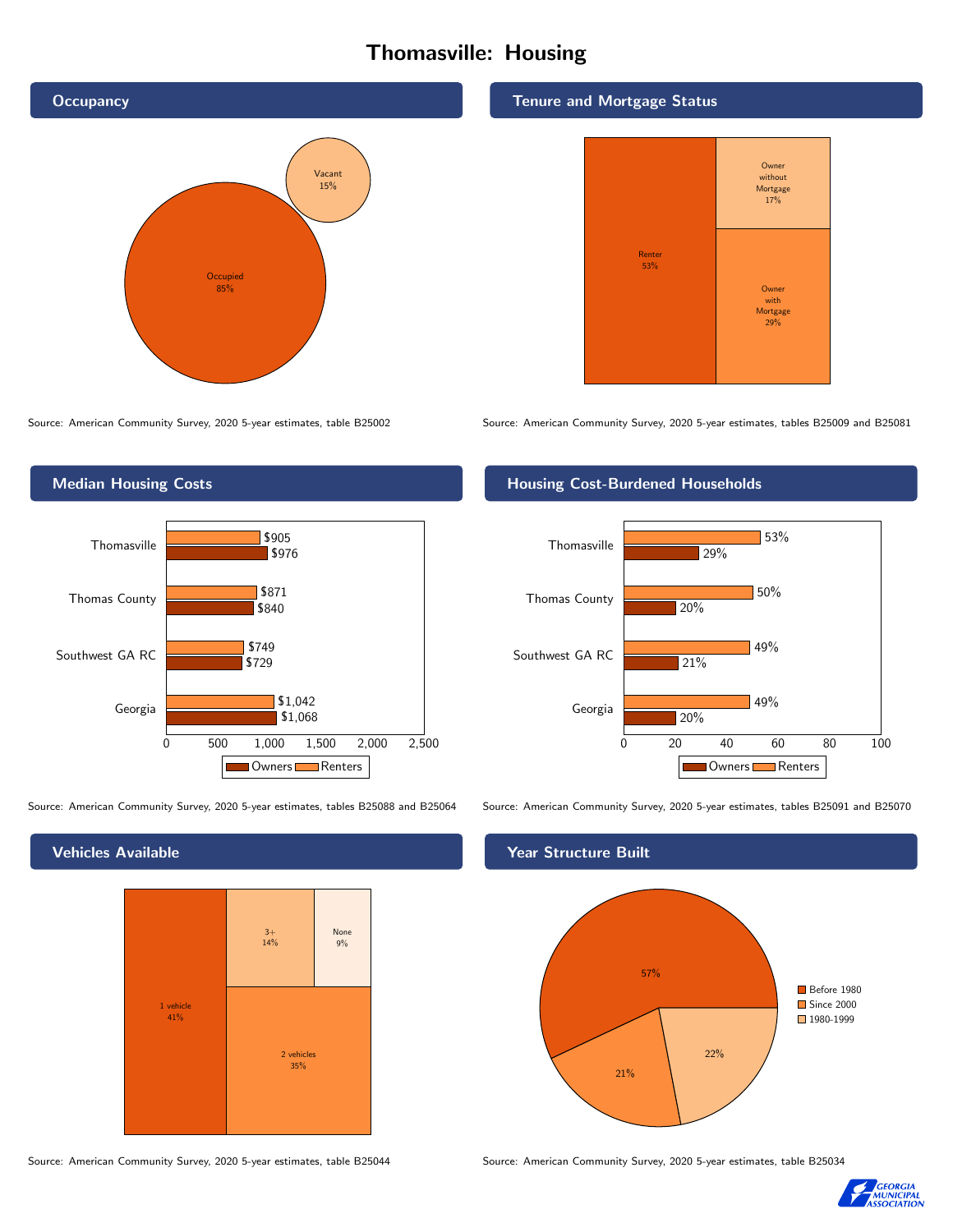# Thomasville: Housing

## Occupancy

Vacant
15%

Occupied
85%

Source: American Community Survey, 2020 5-year estimates, table B25002

## Tenure and Mortgage Status

Renter
53%

Owner
without
Mortgage
17%

Owner
with
Mortgage
29%

Source: American Community Survey, 2020 5-year estimates, tables B25009 and B25081

## Median Housing Costs

Thomasville
$905
$976

Thomas County
$871
$840

Southwest GA RC
$749
$729

Georgia
$1,042
$1,068

0 500 1,000 1,500 2,000 2,500

Owners Renters

Source: American Community Survey, 2020 5-year estimates, tables B25088 and B25064

## Housing Cost-Burdened Households

Thomasville
53%
29%

Thomas County
50%
20%

Southwest GA RC
49%
21%

Georgia
49%
20%

0 20 40 60 80 100

Owners Renters

Source: American Community Survey, 2020 5-year estimates, tables B25091 and B25070

## Vehicles Available

1 vehicle
41%

3+
14%

None
9%

2 vehicles
35%

Source: American Community Survey, 2020 5-year estimates, table B25044

## Year Structure Built

57%
21%
22%

Before 1980
Since 2000
1980-1999

Source: American Community Survey, 2020 5-year estimates, table B25034